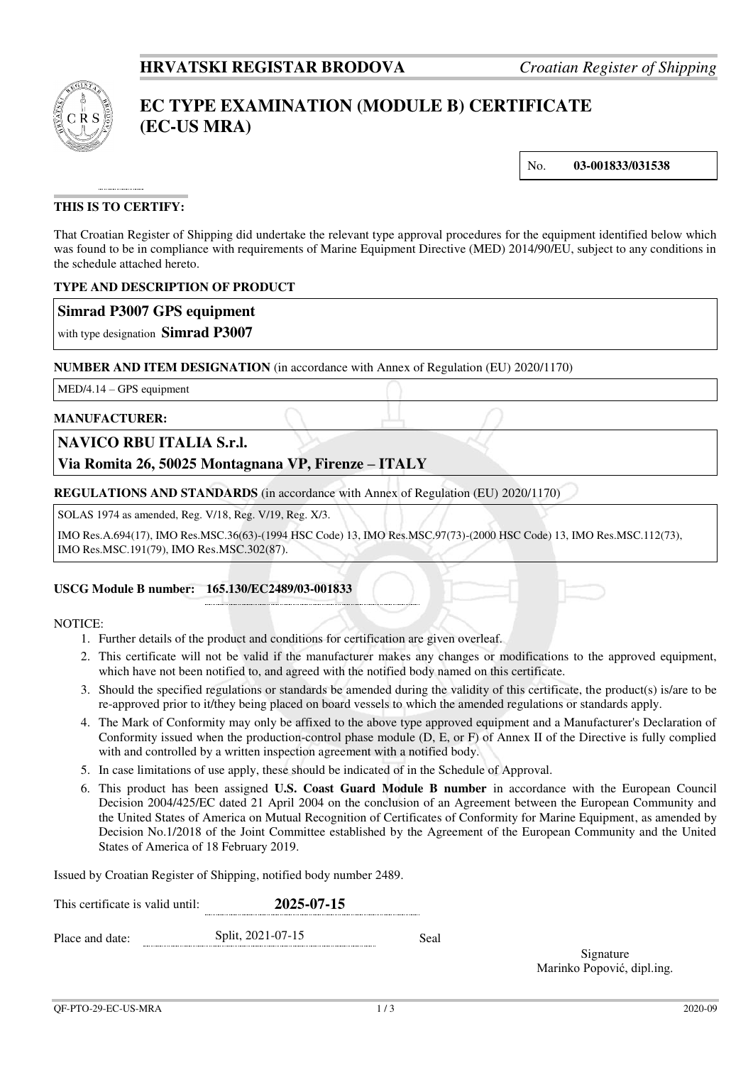**HRVATSKI REGISTAR BRODOVA** *Croatian Register of Shipping*

# EC TYPE EXAMINATION (MODULE B) CERTIFICATE (EC-US MRA)

No. **03-001833/031538**

**THIS IS TO CERTIFY:**

That Croatian Register of Shipping did undertake the relevant type approval procedures for the equipment identified below which was found to be in compliance with requirements of Marine Equipment Directive (MED) 2014/90/EU, subject to any conditions in the schedule attached hereto.

**TYPE AND DESCRIPTION OF PRODUCT**

**Simrad P3007 GPS equipment**

with type designation **Simrad P3007**

**NUMBER AND ITEM DESIGNATION** (in accordance with Annex of Regulation (EU) 2020/1170)

MED/4.14 – GPS equipment

**MANUFACTURER:**

**NAVICO RBU ITALIA S.r.l.**

**Via Romita 26, 50025 Montagnana VP, Firenze – ITALY**

**REGULATIONS AND STANDARDS** (in accordance with Annex of Regulation (EU) 2020/1170)

SOLAS 1974 as amended, Reg. V/18, Reg. V/19, Reg. X/3.

IMO Res.A.694(17), IMO Res.MSC.36(63)-(1994 HSC Code) 13, IMO Res.MSC.97(73)-(2000 HSC Code) 13, IMO Res.MSC.112(73), IMO Res.MSC.191(79), IMO Res.MSC.302(87).

**USCG Module B number: 165.130/EC2489/03-001833**

NOTICE:

1. Further details of the product and conditions for certification are given overleaf.
2. This certificate will not be valid if the manufacturer makes any changes or modifications to the approved equipment, which have not been notified to, and agreed with the notified body named on this certificate.
3. Should the specified regulations or standards be amended during the validity of this certificate, the product(s) is/are to be re-approved prior to it/they being placed on board vessels to which the amended regulations or standards apply.
4. The Mark of Conformity may only be affixed to the above type approved equipment and a Manufacturer's Declaration of Conformity issued when the production-control phase module (D, E, or F) of Annex II of the Directive is fully complied with and controlled by a written inspection agreement with a notified body.
5. In case limitations of use apply, these should be indicated of in the Schedule of Approval.
6. This product has been assigned **U.S. Coast Guard Module B number** in accordance with the European Council Decision 2004/425/EC dated 21 April 2004 on the conclusion of an Agreement between the European Community and the United States of America on Mutual Recognition of Certificates of Conformity for Marine Equipment, as amended by Decision No.1/2018 of the Joint Committee established by the Agreement of the European Community and the United States of America of 18 February 2019.

Issued by Croatian Register of Shipping, notified body number 2489.

This certificate is valid until: **2025-07-15**

Place and date: Split, 2021-07-15

Seal

Signature
Marinko Popović, dipl.ing.

QF-PTO-29-EC-US-MRA 2020-09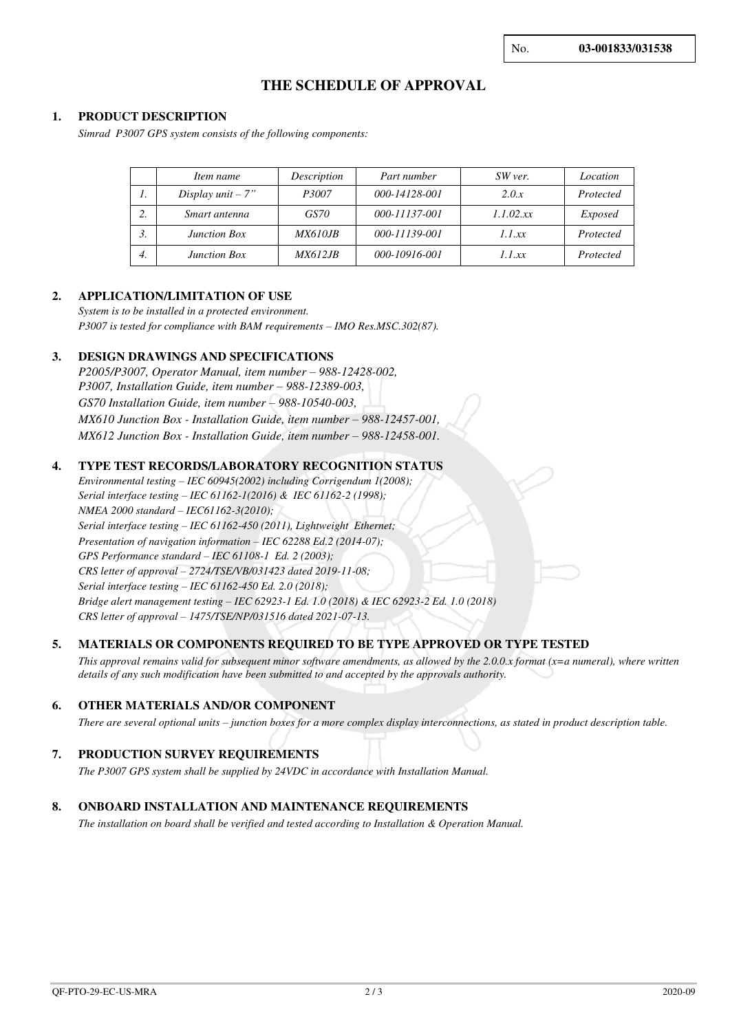No. **03-001833/031538**

# THE SCHEDULE OF APPROVAL

## 1. PRODUCT DESCRIPTION

*Simrad P3007 GPS system consists of the following components:*

| | *Item name* | *Description* | *Part number* | *SW ver.* | *Location* |
|---|---|---|---|---|---|
| *1.* | *Display unit – 7"* | *P3007* | *000-14128-001* | *2.0.x* | *Protected* |
| *2.* | *Smart antenna* | *GS70* | *000-11137-001* | *1.1.02.xx* | *Exposed* |
| *3.* | *Junction Box* | *MX610JB* | *000-11139-001* | *1.1.xx* | *Protected* |
| *4.* | *Junction Box* | *MX612JB* | *000-10916-001* | *1.1.xx* | *Protected* |

## 2. APPLICATION/LIMITATION OF USE

*System is to be installed in a protected environment.*
*P3007 is tested for compliance with BAM requirements – IMO Res.MSC.302(87).*

## 3. DESIGN DRAWINGS AND SPECIFICATIONS

*P2005/P3007, Operator Manual, item number – 988-12428-002,*
*P3007, Installation Guide, item number – 988-12389-003,*
*GS70 Installation Guide, item number – 988-10540-003,*
*MX610 Junction Box - Installation Guide, item number – 988-12457-001,*
*MX612 Junction Box - Installation Guide, item number – 988-12458-001.*

## 4. TYPE TEST RECORDS/LABORATORY RECOGNITION STATUS

*Environmental testing – IEC 60945(2002) including Corrigendum 1(2008);*
*Serial interface testing – IEC 61162-1(2016) & IEC 61162-2 (1998);*
*NMEA 2000 standard – IEC61162-3(2010);*
*Serial interface testing – IEC 61162-450 (2011), Lightweight Ethernet;*
*Presentation of navigation information – IEC 62288 Ed.2 (2014-07);*
*GPS Performance standard – IEC 61108-1 Ed. 2 (2003);*
*CRS letter of approval – 2724/TSE/VB/031423 dated 2019-11-08;*
*Serial interface testing – IEC 61162-450 Ed. 2.0 (2018);*
*Bridge alert management testing – IEC 62923-1 Ed. 1.0 (2018) & IEC 62923-2 Ed. 1.0 (2018)*
*CRS letter of approval – 1475/TSE/NP/031516 dated 2021-07-13.*

## 5. MATERIALS OR COMPONENTS REQUIRED TO BE TYPE APPROVED OR TYPE TESTED

*This approval remains valid for subsequent minor software amendments, as allowed by the 2.0.0.x format (x=a numeral), where written details of any such modification have been submitted to and accepted by the approvals authority.*

## 6. OTHER MATERIALS AND/OR COMPONENT

*There are several optional units – junction boxes for a more complex display interconnections, as stated in product description table.*

## 7. PRODUCTION SURVEY REQUIREMENTS

*The P3007 GPS system shall be supplied by 24VDC in accordance with Installation Manual.*

## 8. ONBOARD INSTALLATION AND MAINTENANCE REQUIREMENTS

*The installation on board shall be verified and tested according to Installation & Operation Manual.*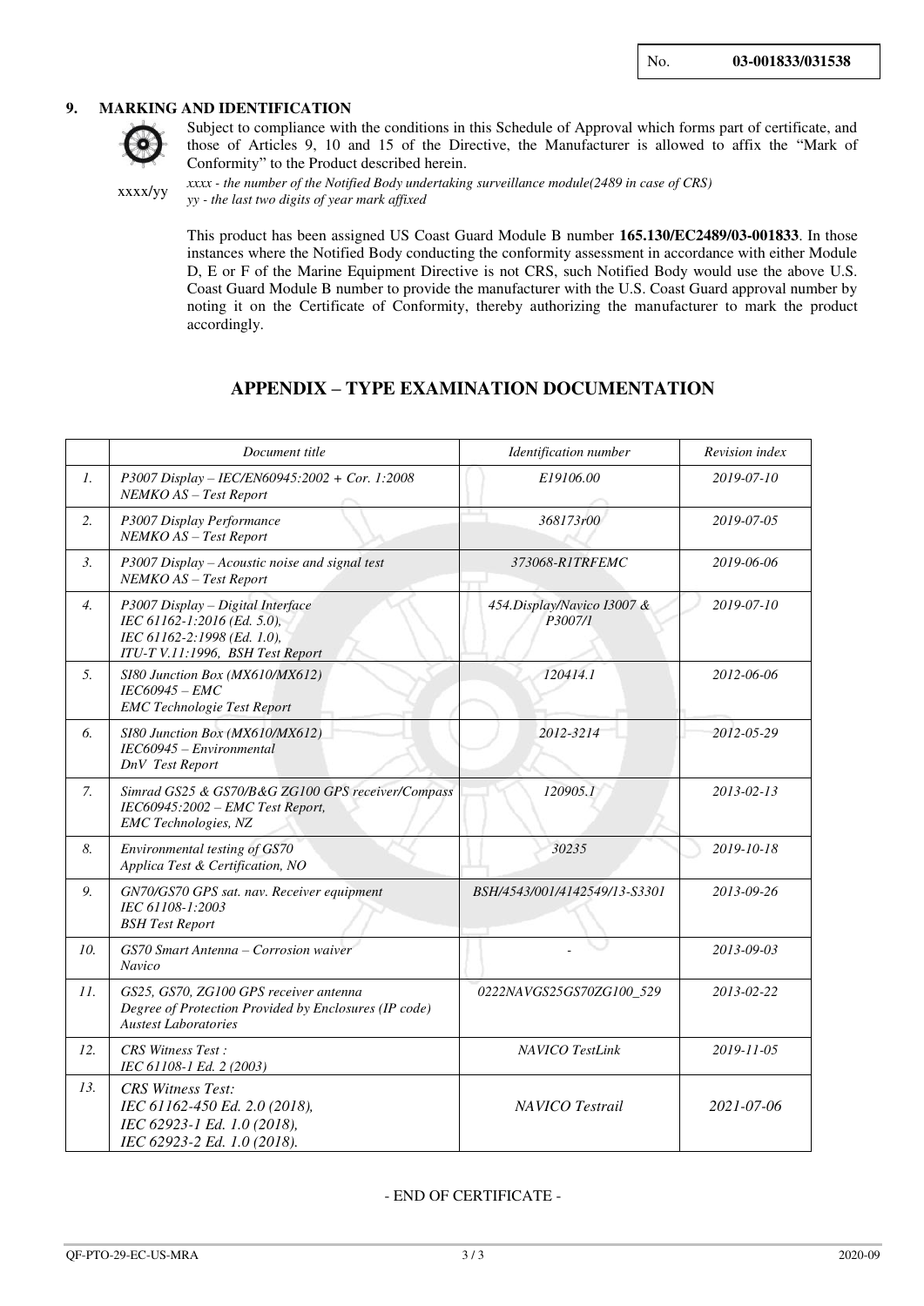No. **03-001833/031538**

## 9. MARKING AND IDENTIFICATION

Subject to compliance with the conditions in this Schedule of Approval which forms part of certificate, and those of Articles 9, 10 and 15 of the Directive, the Manufacturer is allowed to affix the "Mark of Conformity" to the Product described herein.

xxxx/yy

*xxxx - the number of the Notified Body undertaking surveillance module(2489 in case of CRS)*
*yy - the last two digits of year mark affixed*

This product has been assigned US Coast Guard Module B number **165.130/EC2489/03-001833**. In those instances where the Notified Body conducting the conformity assessment in accordance with either Module D, E or F of the Marine Equipment Directive is not CRS, such Notified Body would use the above U.S. Coast Guard Module B number to provide the manufacturer with the U.S. Coast Guard approval number by noting it on the Certificate of Conformity, thereby authorizing the manufacturer to mark the product accordingly.

## APPENDIX – TYPE EXAMINATION DOCUMENTATION

| | *Document title* | *Identification number* | *Revision index* |
|---|---|---|---|
| *1.* | *P3007 Display – IEC/EN60945:2002 + Cor. 1:2008*<br>*NEMKO AS – Test Report* | *E19106.00* | *2019-07-10* |
| *2.* | *P3007 Display Performance*<br>*NEMKO AS – Test Report* | *368173r00* | *2019-07-05* |
| *3.* | *P3007 Display – Acoustic noise and signal test*<br>*NEMKO AS – Test Report* | *373068-R1TRFEMC* | *2019-06-06* |
| *4.* | *P3007 Display – Digital Interface*<br>*IEC 61162-1:2016 (Ed. 5.0),*<br>*IEC 61162-2:1998 (Ed. 1.0),*<br>*ITU-T V.11:1996, BSH Test Report* | *454.Display/Navico I3007 & P3007/1* | *2019-07-10* |
| *5.* | *SI80 Junction Box (MX610/MX612)*<br>*IEC60945 – EMC*<br>*EMC Technologie Test Report* | *120414.1* | *2012-06-06* |
| *6.* | *SI80 Junction Box (MX610/MX612)*<br>*IEC60945 – Environmental*<br>*DnV Test Report* | *2012-3214* | *2012-05-29* |
| *7.* | *Simrad GS25 & GS70/B&G ZG100 GPS receiver/Compass*<br>*IEC60945:2002 – EMC Test Report,*<br>*EMC Technologies, NZ* | *120905.1* | *2013-02-13* |
| *8.* | *Environmental testing of GS70*<br>*Applica Test & Certification, NO* | *30235* | *2019-10-18* |
| *9.* | *GN70/GS70 GPS sat. nav. Receiver equipment*<br>*IEC 61108-1:2003*<br>*BSH Test Report* | *BSH/4543/001/4142549/13-S3301* | *2013-09-26* |
| *10.* | *GS70 Smart Antenna – Corrosion waiver*<br>*Navico* | *-* | *2013-09-03* |
| *11.* | *GS25, GS70, ZG100 GPS receiver antenna*<br>*Degree of Protection Provided by Enclosures (IP code)*<br>*Austest Laboratories* | *0222NAVGS25GS70ZG100_529* | *2013-02-22* |
| *12.* | *CRS Witness Test :*<br>*IEC 61108-1 Ed. 2 (2003)* | *NAVICO TestLink* | *2019-11-05* |
| *13.* | *CRS Witness Test:*<br>*IEC 61162-450 Ed. 2.0 (2018),*<br>*IEC 62923-1 Ed. 1.0 (2018),*<br>*IEC 62923-2 Ed. 1.0 (2018).* | *NAVICO Testrail* | *2021-07-06* |

- END OF CERTIFICATE -